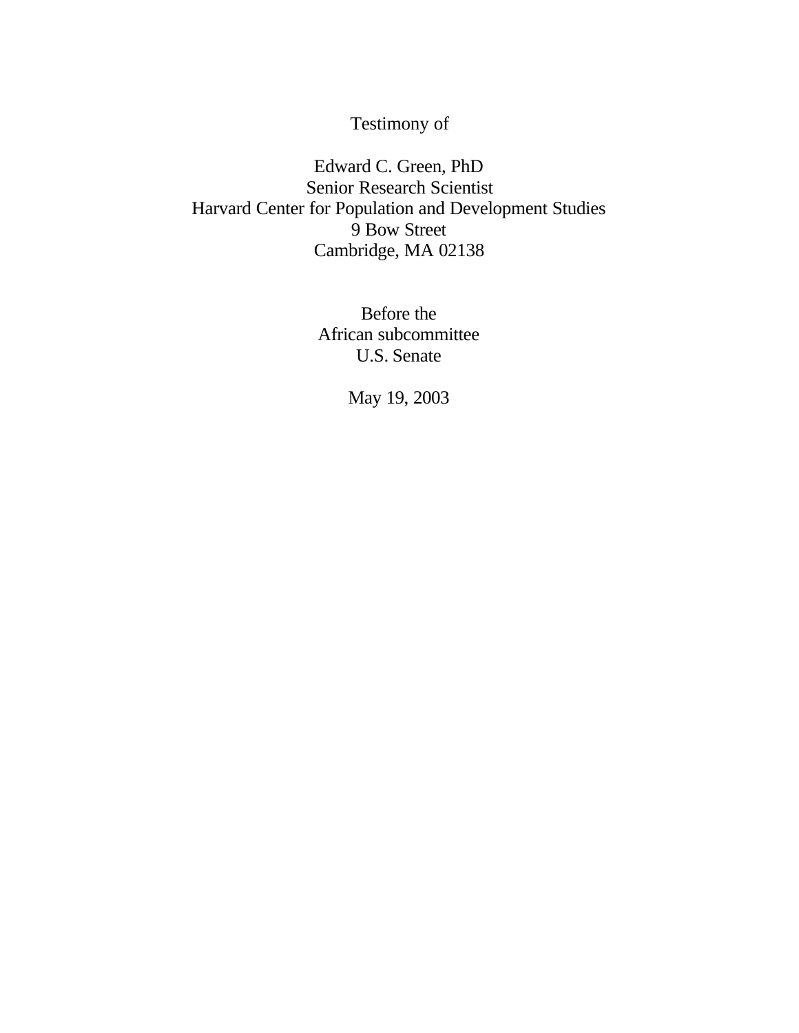Testimony of

Edward C. Green, PhD
Senior Research Scientist
Harvard Center for Population and Development Studies
9 Bow Street
Cambridge, MA 02138

Before the
African subcommittee
U.S. Senate

May 19, 2003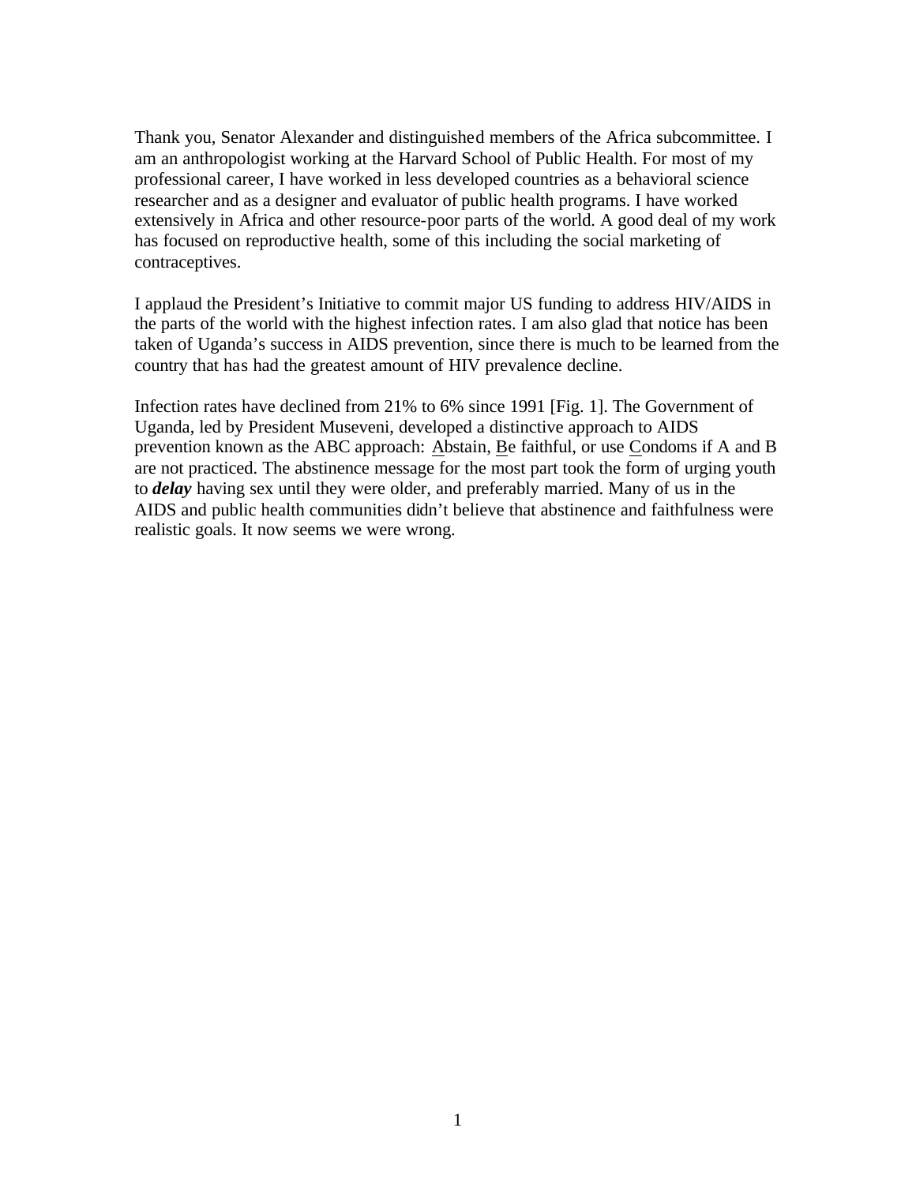Thank you, Senator Alexander and distinguished members of the Africa subcommittee. I am an anthropologist working at the Harvard School of Public Health. For most of my professional career, I have worked in less developed countries as a behavioral science researcher and as a designer and evaluator of public health programs. I have worked extensively in Africa and other resource-poor parts of the world. A good deal of my work has focused on reproductive health, some of this including the social marketing of contraceptives.

I applaud the President's Initiative to commit major US funding to address HIV/AIDS in the parts of the world with the highest infection rates. I am also glad that notice has been taken of Uganda's success in AIDS prevention, since there is much to be learned from the country that has had the greatest amount of HIV prevalence decline.

Infection rates have declined from 21% to 6% since 1991 [Fig. 1]. The Government of Uganda, led by President Museveni, developed a distinctive approach to AIDS prevention known as the ABC approach: <u>A</u>bstain, <u>B</u>e faithful, or use <u>C</u>ondoms if A and B are not practiced. The abstinence message for the most part took the form of urging youth to ***delay*** having sex until they were older, and preferably married. Many of us in the AIDS and public health communities didn't believe that abstinence and faithfulness were realistic goals. It now seems we were wrong.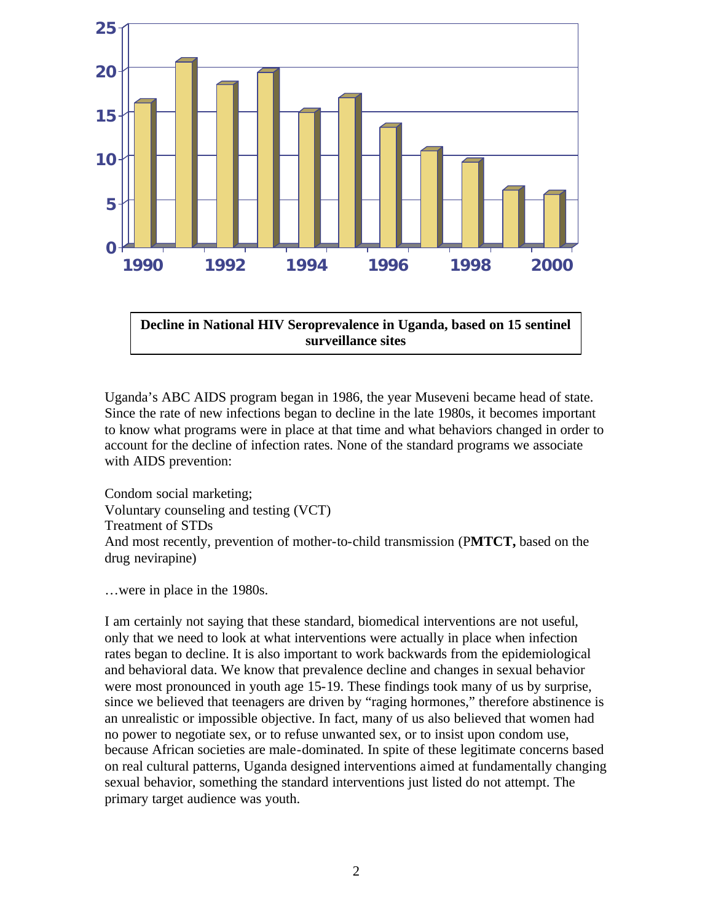**Decline in National HIV Seroprevalence in Uganda, based on 15 sentinel surveillance sites**

Uganda's ABC AIDS program began in 1986, the year Museveni became head of state. Since the rate of new infections began to decline in the late 1980s, it becomes important to know what programs were in place at that time and what behaviors changed in order to account for the decline of infection rates. None of the standard programs we associate with AIDS prevention:

Condom social marketing;
Voluntary counseling and testing (VCT)
Treatment of STDs
And most recently, prevention of mother-to-child transmission (P**MTCT,** based on the drug nevirapine)

…were in place in the 1980s.

I am certainly not saying that these standard, biomedical interventions are not useful, only that we need to look at what interventions were actually in place when infection rates began to decline. It is also important to work backwards from the epidemiological and behavioral data. We know that prevalence decline and changes in sexual behavior were most pronounced in youth age 15-19. These findings took many of us by surprise, since we believed that teenagers are driven by "raging hormones," therefore abstinence is an unrealistic or impossible objective. In fact, many of us also believed that women had no power to negotiate sex, or to refuse unwanted sex, or to insist upon condom use, because African societies are male-dominated. In spite of these legitimate concerns based on real cultural patterns, Uganda designed interventions aimed at fundamentally changing sexual behavior, something the standard interventions just listed do not attempt. The primary target audience was youth.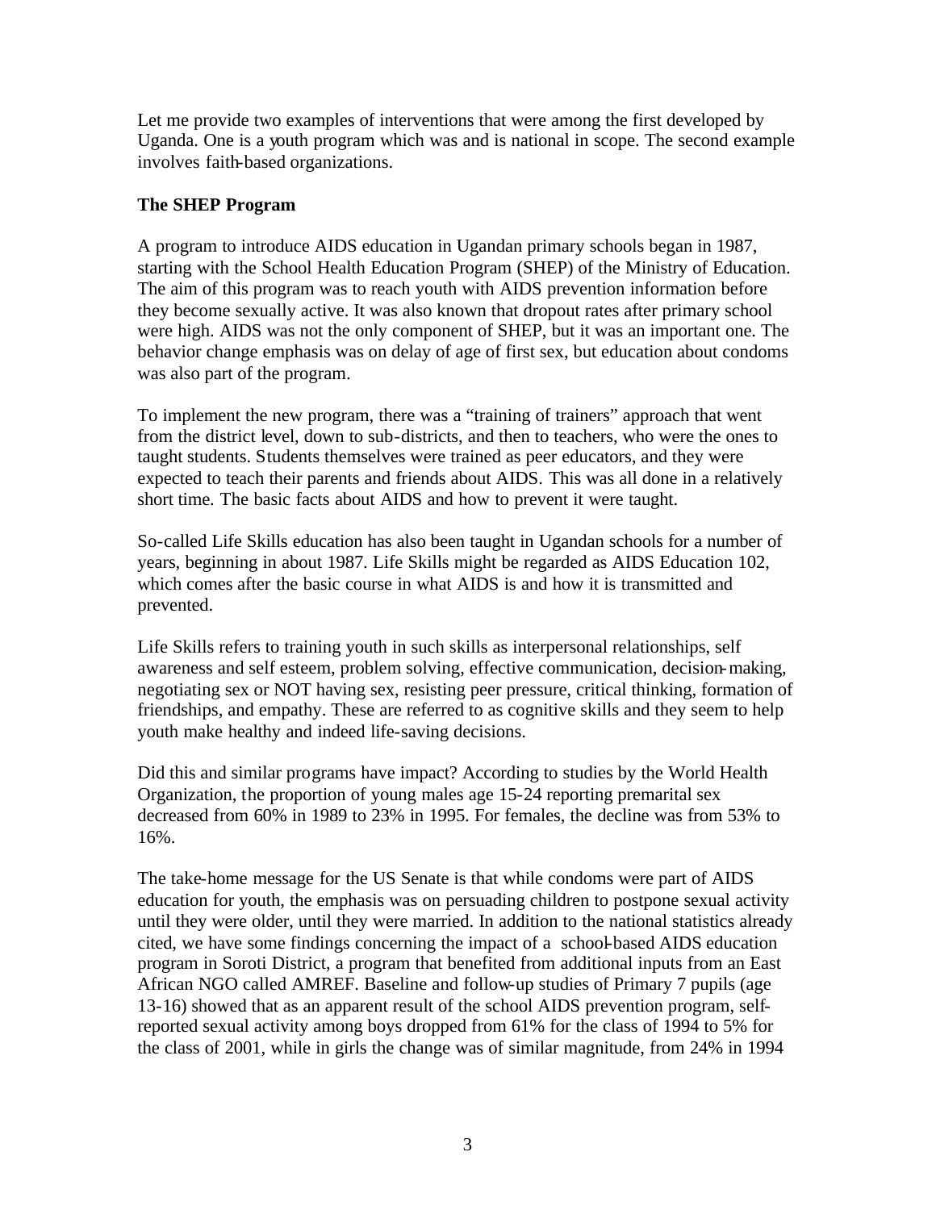Let me provide two examples of interventions that were among the first developed by Uganda. One is a youth program which was and is national in scope. The second example involves faith-based organizations.

**The SHEP Program**

A program to introduce AIDS education in Ugandan primary schools began in 1987, starting with the School Health Education Program (SHEP) of the Ministry of Education. The aim of this program was to reach youth with AIDS prevention information before they become sexually active. It was also known that dropout rates after primary school were high. AIDS was not the only component of SHEP, but it was an important one. The behavior change emphasis was on delay of age of first sex, but education about condoms was also part of the program.

To implement the new program, there was a "training of trainers" approach that went from the district level, down to sub-districts, and then to teachers, who were the ones to taught students. Students themselves were trained as peer educators, and they were expected to teach their parents and friends about AIDS. This was all done in a relatively short time. The basic facts about AIDS and how to prevent it were taught.

So-called Life Skills education has also been taught in Ugandan schools for a number of years, beginning in about 1987. Life Skills might be regarded as AIDS Education 102, which comes after the basic course in what AIDS is and how it is transmitted and prevented.

Life Skills refers to training youth in such skills as interpersonal relationships, self awareness and self esteem, problem solving, effective communication, decision-making, negotiating sex or NOT having sex, resisting peer pressure, critical thinking, formation of friendships, and empathy. These are referred to as cognitive skills and they seem to help youth make healthy and indeed life-saving decisions.

Did this and similar programs have impact? According to studies by the World Health Organization, the proportion of young males age 15-24 reporting premarital sex decreased from 60% in 1989 to 23% in 1995. For females, the decline was from 53% to 16%.

The take-home message for the US Senate is that while condoms were part of AIDS education for youth, the emphasis was on persuading children to postpone sexual activity until they were older, until they were married. In addition to the national statistics already cited, we have some findings concerning the impact of a school-based AIDS education program in Soroti District, a program that benefited from additional inputs from an East African NGO called AMREF. Baseline and follow-up studies of Primary 7 pupils (age 13-16) showed that as an apparent result of the school AIDS prevention program, self-reported sexual activity among boys dropped from 61% for the class of 1994 to 5% for the class of 2001, while in girls the change was of similar magnitude, from 24% in 1994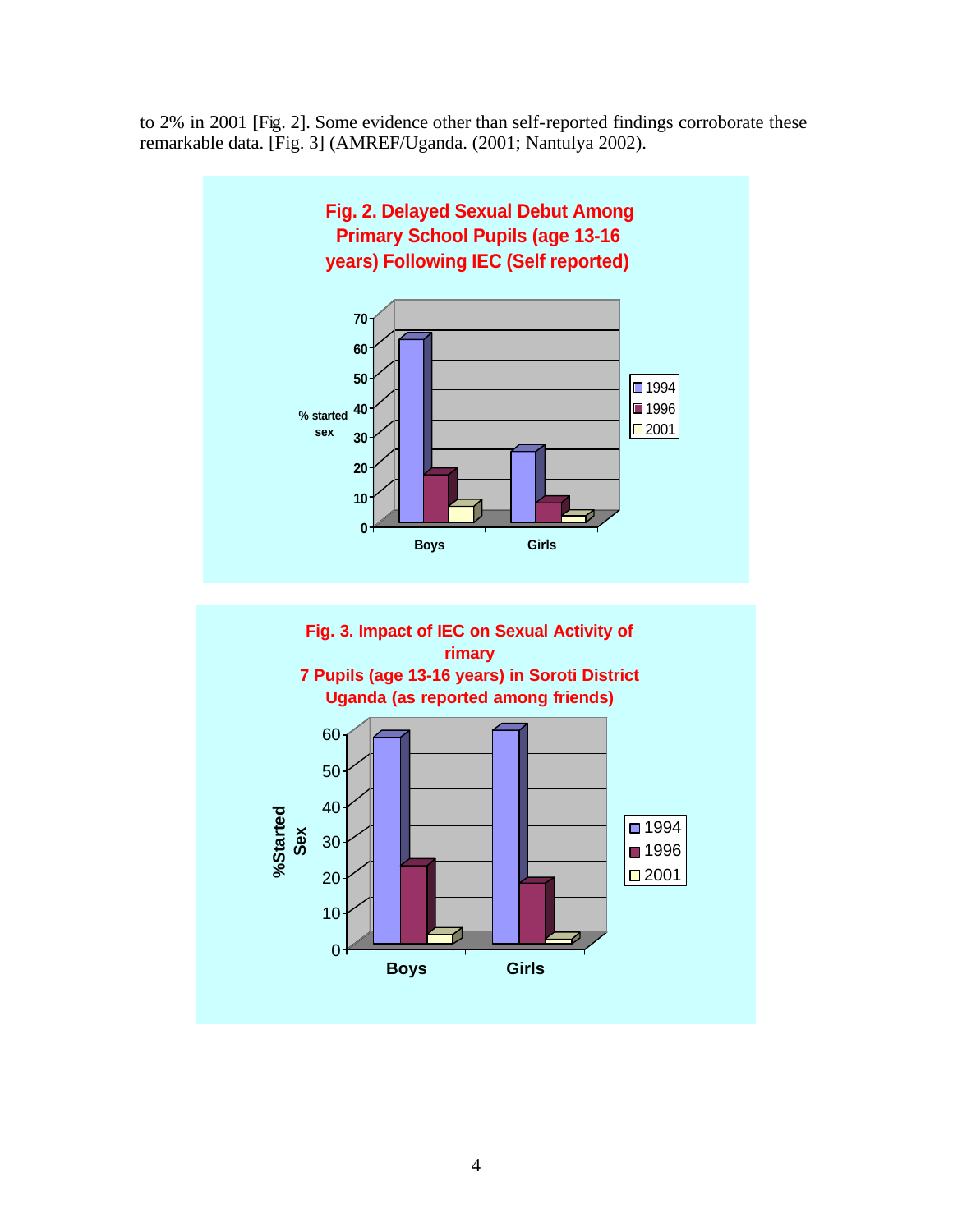to 2% in 2001 [Fig. 2]. Some evidence other than self-reported findings corroborate these remarkable data. [Fig. 3] (AMREF/Uganda. (2001; Nantulya 2002).

**Fig. 2. Delayed Sexual Debut Among Primary School Pupils (age 13-16 years) Following IEC (Self reported)**

**Fig. 3. Impact of IEC on Sexual Activity of rimary 7 Pupils (age 13-16 years) in Soroti District Uganda (as reported among friends)**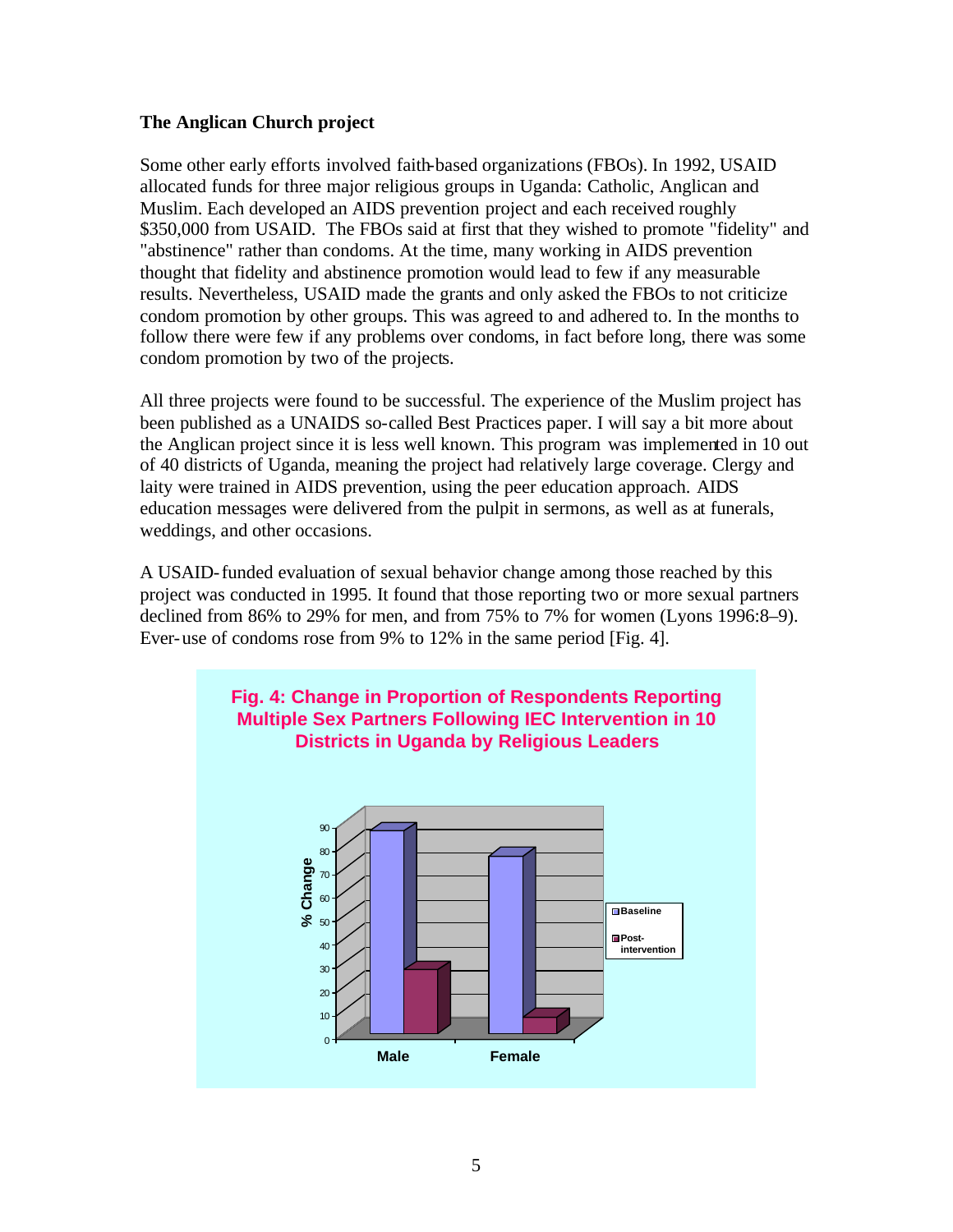**The Anglican Church project**

Some other early efforts involved faith-based organizations (FBOs). In 1992, USAID allocated funds for three major religious groups in Uganda: Catholic, Anglican and Muslim. Each developed an AIDS prevention project and each received roughly $350,000 from USAID. The FBOs said at first that they wished to promote "fidelity" and "abstinence" rather than condoms. At the time, many working in AIDS prevention thought that fidelity and abstinence promotion would lead to few if any measurable results. Nevertheless, USAID made the grants and only asked the FBOs to not criticize condom promotion by other groups. This was agreed to and adhered to. In the months to follow there were few if any problems over condoms, in fact before long, there was some condom promotion by two of the projects.

All three projects were found to be successful. The experience of the Muslim project has been published as a UNAIDS so-called Best Practices paper. I will say a bit more about the Anglican project since it is less well known. This program was implemented in 10 out of 40 districts of Uganda, meaning the project had relatively large coverage. Clergy and laity were trained in AIDS prevention, using the peer education approach. AIDS education messages were delivered from the pulpit in sermons, as well as at funerals, weddings, and other occasions.

A USAID-funded evaluation of sexual behavior change among those reached by this project was conducted in 1995. It found that those reporting two or more sexual partners declined from 86% to 29% for men, and from 75% to 7% for women (Lyons 1996:8–9). Ever-use of condoms rose from 9% to 12% in the same period [Fig. 4].

**Fig. 4: Change in Proportion of Respondents Reporting Multiple Sex Partners Following IEC Intervention in 10 Districts in Uganda by Religious Leaders**

| % Change | Baseline | Post-intervention |
|---|---|---|
| Male | 86 | 29 |
| Female | 75 | 7 |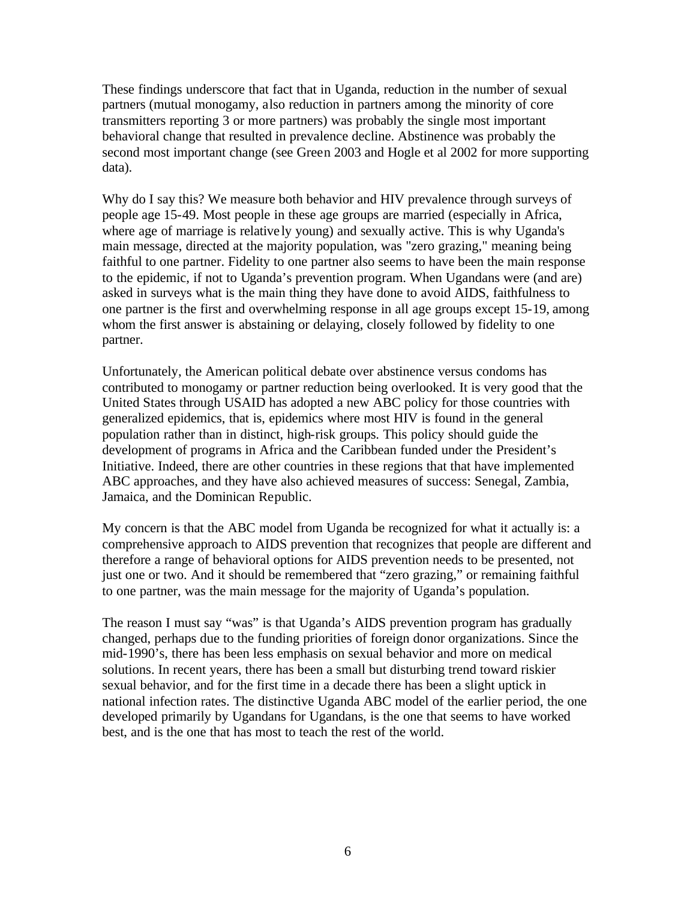These findings underscore that fact that in Uganda, reduction in the number of sexual partners (mutual monogamy, also reduction in partners among the minority of core transmitters reporting 3 or more partners) was probably the single most important behavioral change that resulted in prevalence decline. Abstinence was probably the second most important change (see Green 2003 and Hogle et al 2002 for more supporting data).

Why do I say this? We measure both behavior and HIV prevalence through surveys of people age 15-49. Most people in these age groups are married (especially in Africa, where age of marriage is relatively young) and sexually active. This is why Uganda's main message, directed at the majority population, was "zero grazing," meaning being faithful to one partner. Fidelity to one partner also seems to have been the main response to the epidemic, if not to Uganda's prevention program. When Ugandans were (and are) asked in surveys what is the main thing they have done to avoid AIDS, faithfulness to one partner is the first and overwhelming response in all age groups except 15-19, among whom the first answer is abstaining or delaying, closely followed by fidelity to one partner.

Unfortunately, the American political debate over abstinence versus condoms has contributed to monogamy or partner reduction being overlooked. It is very good that the United States through USAID has adopted a new ABC policy for those countries with generalized epidemics, that is, epidemics where most HIV is found in the general population rather than in distinct, high-risk groups. This policy should guide the development of programs in Africa and the Caribbean funded under the President's Initiative. Indeed, there are other countries in these regions that that have implemented ABC approaches, and they have also achieved measures of success: Senegal, Zambia, Jamaica, and the Dominican Republic.

My concern is that the ABC model from Uganda be recognized for what it actually is: a comprehensive approach to AIDS prevention that recognizes that people are different and therefore a range of behavioral options for AIDS prevention needs to be presented, not just one or two. And it should be remembered that "zero grazing," or remaining faithful to one partner, was the main message for the majority of Uganda's population.

The reason I must say "was" is that Uganda's AIDS prevention program has gradually changed, perhaps due to the funding priorities of foreign donor organizations. Since the mid-1990's, there has been less emphasis on sexual behavior and more on medical solutions. In recent years, there has been a small but disturbing trend toward riskier sexual behavior, and for the first time in a decade there has been a slight uptick in national infection rates. The distinctive Uganda ABC model of the earlier period, the one developed primarily by Ugandans for Ugandans, is the one that seems to have worked best, and is the one that has most to teach the rest of the world.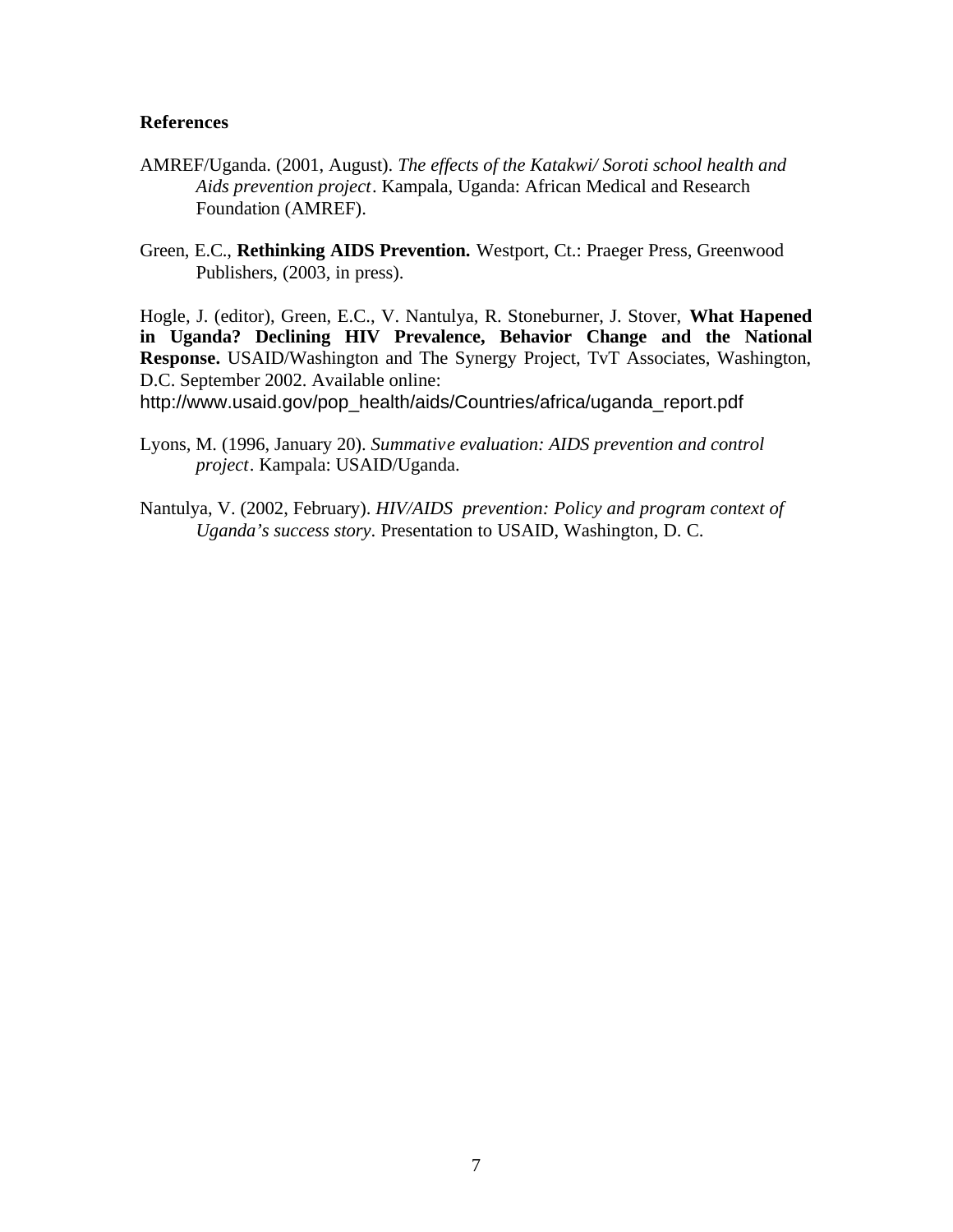**References**

AMREF/Uganda. (2001, August). *The effects of the Katakwi/ Soroti school health and Aids prevention project*. Kampala, Uganda: African Medical and Research Foundation (AMREF).

Green, E.C., **Rethinking AIDS Prevention.** Westport, Ct.: Praeger Press, Greenwood Publishers, (2003, in press).

Hogle, J. (editor), Green, E.C., V. Nantulya, R. Stoneburner, J. Stover, **What Hapened in Uganda? Declining HIV Prevalence, Behavior Change and the National Response.** USAID/Washington and The Synergy Project, TvT Associates, Washington, D.C. September 2002. Available online: http://www.usaid.gov/pop_health/aids/Countries/africa/uganda_report.pdf

Lyons, M. (1996, January 20). *Summative evaluation: AIDS prevention and control project*. Kampala: USAID/Uganda.

Nantulya, V. (2002, February). *HIV/AIDS prevention: Policy and program context of Uganda's success story*. Presentation to USAID, Washington, D. C.